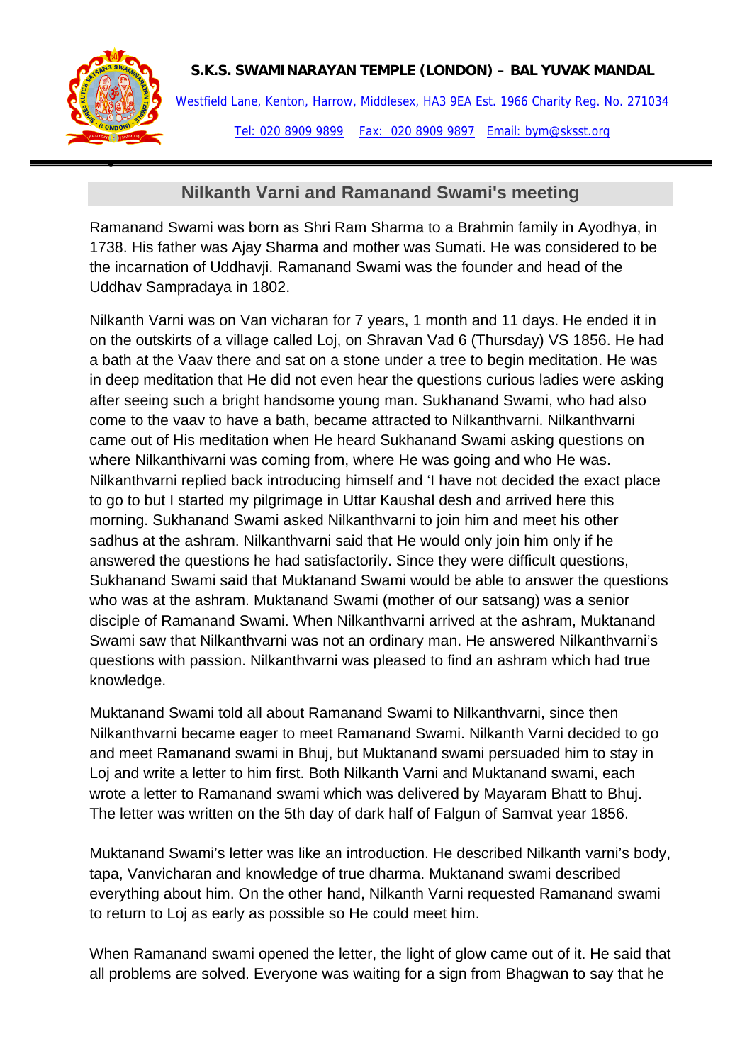**S.K.S. SWAMINARAYAN TEMPLE (LONDON) – BAL YUVAK MANDAL**

Westfield Lane, Kenton, Harrow, Middlesex, HA3 9EA Est. 1966 Charity Reg. No. 271034

Tel: 020 8909 9899 Fax: 020 8909 9897 Email: bym@sksst.org

## Nilkanth Varni and Ramanand Swami's meeting

Ramanand Swami was born as Shri Ram Sharma to a Brahmin family in Ayodhya, in 1738. His father was Ajay Sharma and mother was Sumati. He was considered to be the incarnation of Uddhavji. Ramanand Swami was the founder and head of the Uddhav Sampradaya in 1802.

Nilkanth Varni was on Van vicharan for 7 years, 1 month and 11 days. He ended it in on the outskirts of a village called Loj, on Shravan Vad 6 (Thursday) VS 1856. He had a bath at the Vaav there and sat on a stone under a tree to begin meditation. He was in deep meditation that He did not even hear the questions curious ladies were asking after seeing such a bright handsome young man. Sukhanand Swami, who had also come to the vaav to have a bath, became attracted to Nilkanthvarni. Nilkanthvarni came out of His meditation when He heard Sukhanand Swami asking questions on where Nilkanthivarni was coming from, where He was going and who He was. Nilkanthvarni replied back introducing himself and 'I have not decided the exact place to go to but I started my pilgrimage in Uttar Kaushal desh and arrived here this morning. Sukhanand Swami asked Nilkanthvarni to join him and meet his other sadhus at the ashram. Nilkanthvarni said that He would only join him only if he answered the questions he had satisfactorily. Since they were difficult questions, Sukhanand Swami said that Muktanand Swami would be able to answer the questions who was at the ashram. Muktanand Swami (mother of our satsang) was a senior disciple of Ramanand Swami. When Nilkanthvarni arrived at the ashram, Muktanand Swami saw that Nilkanthvarni was not an ordinary man. He answered Nilkanthvarni's questions with passion. Nilkanthvarni was pleased to find an ashram which had true knowledge.

Muktanand Swami told all about Ramanand Swami to Nilkanthvarni, since then Nilkanthvarni became eager to meet Ramanand Swami. Nilkanth Varni decided to go and meet Ramanand swami in Bhuj, but Muktanand swami persuaded him to stay in Loj and write a letter to him first. Both Nilkanth Varni and Muktanand swami, each wrote a letter to Ramanand swami which was delivered by Mayaram Bhatt to Bhuj. The letter was written on the 5th day of dark half of Falgun of Samvat year 1856.

Muktanand Swami's letter was like an introduction. He described Nilkanth varni's body, tapa, Vanvicharan and knowledge of true dharma. Muktanand swami described everything about him. On the other hand, Nilkanth Varni requested Ramanand swami to return to Loj as early as possible so He could meet him.

When Ramanand swami opened the letter, the light of glow came out of it. He said that all problems are solved. Everyone was waiting for a sign from Bhagwan to say that he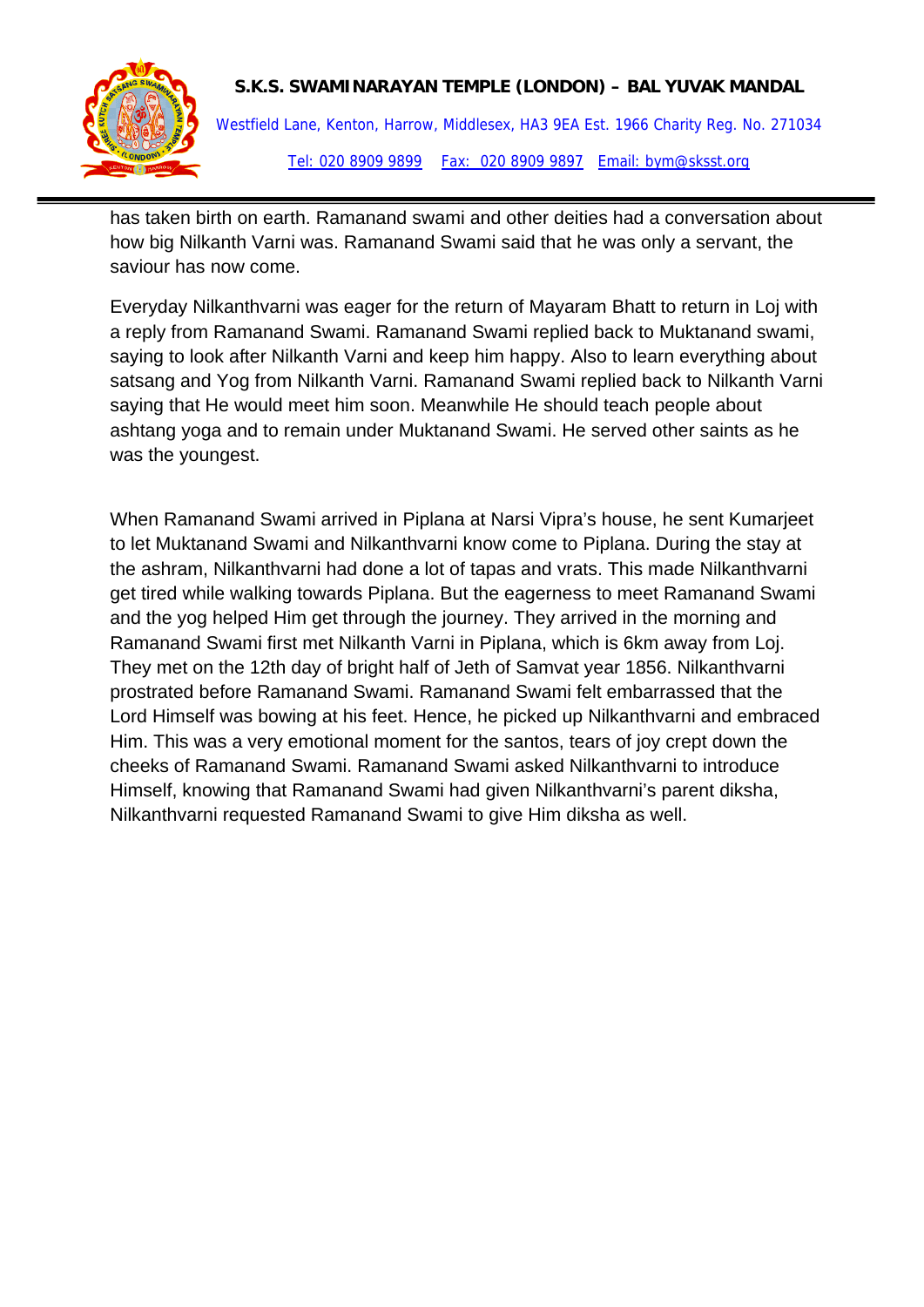has taken birth on earth. Ramanand swami and other deities had a conversation about how big Nilkanth Varni was. Ramanand Swami said that he was only a servant, the saviour has now come.

Everyday Nilkanthvarni was eager for the return of Mayaram Bhatt to return in Loj with a reply from Ramanand Swami. Ramanand Swami replied back to Muktanand swami, saying to look after Nilkanth Varni and keep him happy. Also to learn everything about satsang and Yog from Nilkanth Varni. Ramanand Swami replied back to Nilkanth Varni saying that He would meet him soon. Meanwhile He should teach people about ashtang yoga and to remain under Muktanand Swami. He served other saints as he was the youngest.

When Ramanand Swami arrived in Piplana at Narsi Vipra's house, he sent Kumarjeet to let Muktanand Swami and Nilkanthvarni know come to Piplana. During the stay at the ashram, Nilkanthvarni had done a lot of tapas and vrats. This made Nilkanthvarni get tired while walking towards Piplana. But the eagerness to meet Ramanand Swami and the yog helped Him get through the journey. They arrived in the morning and Ramanand Swami first met Nilkanth Varni in Piplana, which is 6km away from Loj. They met on the 12th day of bright half of Jeth of Samvat year 1856. Nilkanthvarni prostrated before Ramanand Swami. Ramanand Swami felt embarrassed that the Lord Himself was bowing at his feet. Hence, he picked up Nilkanthvarni and embraced Him. This was a very emotional moment for the santos, tears of joy crept down the cheeks of Ramanand Swami. Ramanand Swami asked Nilkanthvarni to introduce Himself, knowing that Ramanand Swami had given Nilkanthvarni's parent diksha, Nilkanthvarni requested Ramanand Swami to give Him diksha as well.